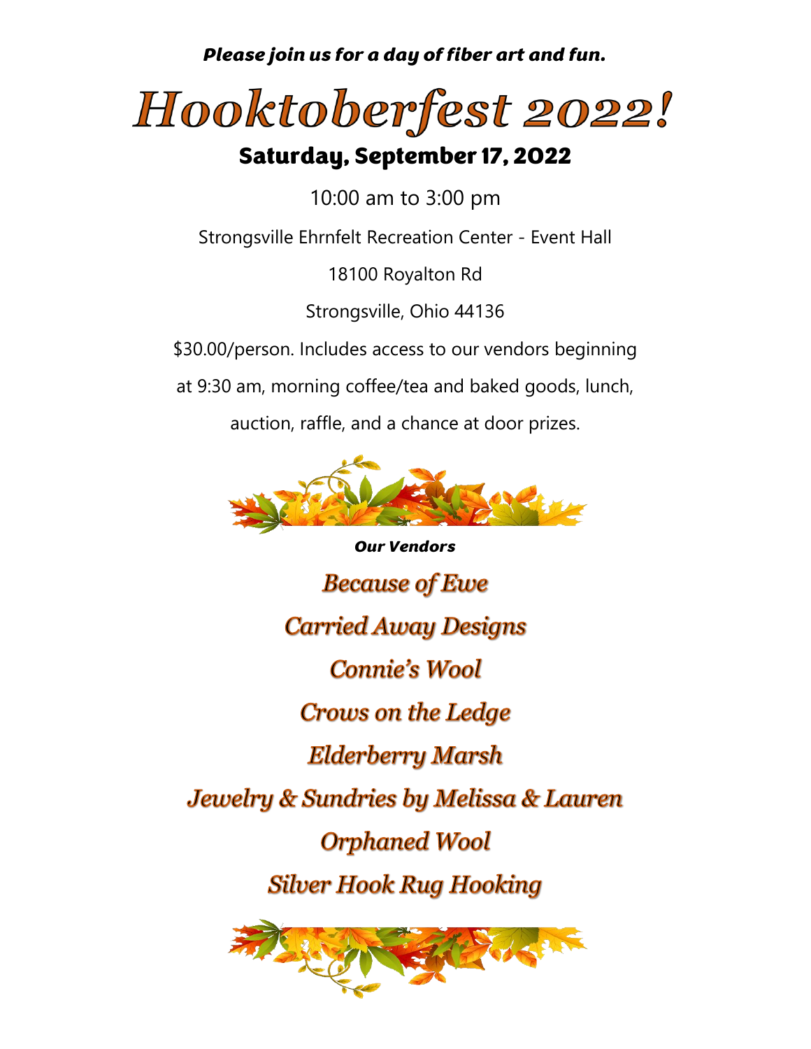***Please join us for a day of fiber art and fun.***

# *Hooktoberfest 2022!*

## Saturday, September 17, 2022

10:00 am to 3:00 pm

Strongsville Ehrnfelt Recreation Center - Event Hall

18100 Royalton Rd

Strongsville, Ohio 44136

$30.00/person. Includes access to our vendors beginning at 9:30 am, morning coffee/tea and baked goods, lunch, auction, raffle, and a chance at door prizes.

***Our Vendors***

*Because of Ewe*

*Carried Away Designs*

*Connie's Wool*

*Crows on the Ledge*

*Elderberry Marsh*

*Jewelry & Sundries by Melissa & Lauren*

*Orphaned Wool*

*Silver Hook Rug Hooking*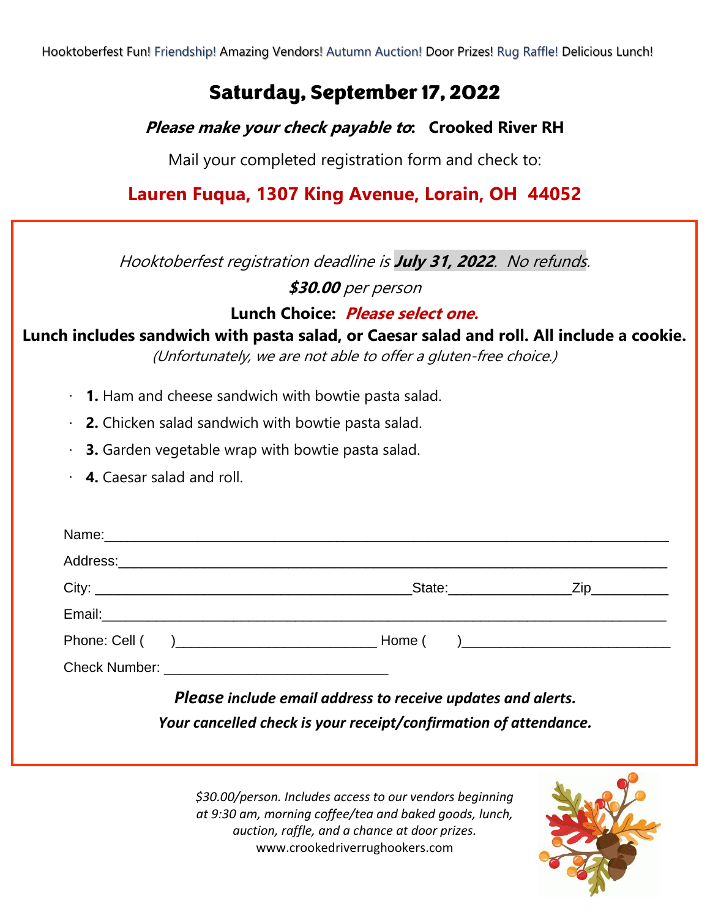Hooktoberfest Fun! Friendship! Amazing Vendors! Autumn Auction! Door Prizes! Rug Raffle! Delicious Lunch!

## Saturday, September 17, 2022

***Please make your check payable to*:** **Crooked River RH**

Mail your completed registration form and check to:

**Lauren Fuqua, 1307 King Avenue, Lorain, OH 44052**

*Hooktoberfest registration deadline is **July 31, 2022**. No refunds.*

***$30.00*** *per person*

**Lunch Choice:** ***Please select one.***

**Lunch includes sandwich with pasta salad, or Caesar salad and roll. All include a cookie.**

*(Unfortunately, we are not able to offer a gluten-free choice.)*

- **1.** Ham and cheese sandwich with bowtie pasta salad.
- **2.** Chicken salad sandwich with bowtie pasta salad.
- **3.** Garden vegetable wrap with bowtie pasta salad.
- **4.** Caesar salad and roll.

Name:_______________________________________________________________

Address:_____________________________________________________________

City: ______________________________State:______________Zip__________

Email:_______________________________________________________________

Phone: Cell ( )________________________ Home ( )________________________

Check Number: ___________________________

***Please include email address to receive updates and alerts.***

***Your cancelled check is your receipt/confirmation of attendance.***

*$30.00/person. Includes access to our vendors beginning at 9:30 am, morning coffee/tea and baked goods, lunch, auction, raffle, and a chance at door prizes.*

www.crookedriverrughookers.com